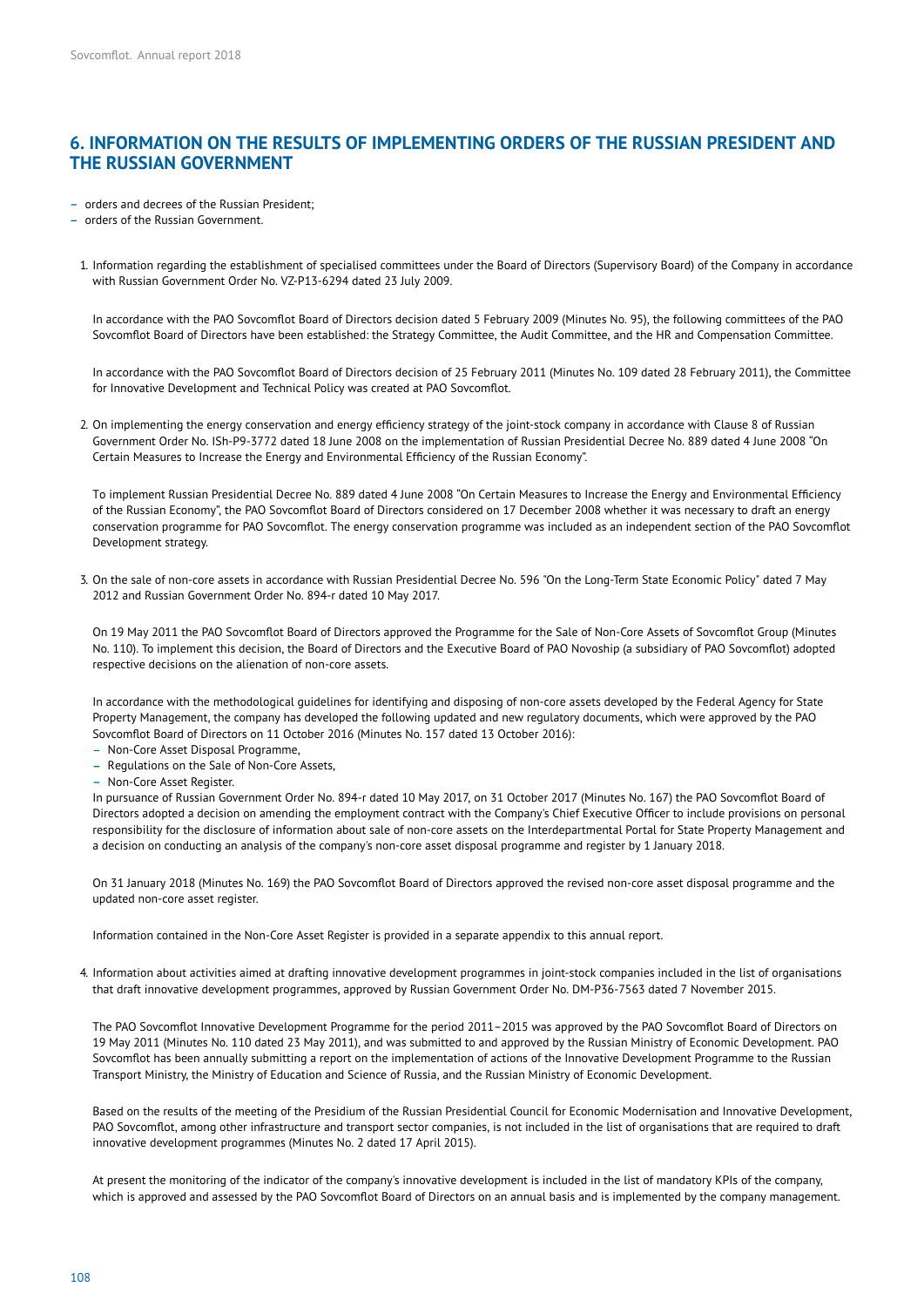## 6. INFORMATION ON THE RESULTS OF IMPLEMENTING ORDERS OF THE RUSSIAN PRESIDENT AND THE RUSSIAN GOVERNMENT

- orders and decrees of the Russian President;
- orders of the Russian Government.

1. Information regarding the establishment of specialised committees under the Board of Directors (Supervisory Board) of the Company in accordance with Russian Government Order No. VZ-P13-6294 dated 23 July 2009.

   In accordance with the PAO Sovcomflot Board of Directors decision dated 5 February 2009 (Minutes No. 95), the following committees of the PAO Sovcomflot Board of Directors have been established: the Strategy Committee, the Audit Committee, and the HR and Compensation Committee.

   In accordance with the PAO Sovcomflot Board of Directors decision of 25 February 2011 (Minutes No. 109 dated 28 February 2011), the Committee for Innovative Development and Technical Policy was created at PAO Sovcomflot.

2. On implementing the energy conservation and energy efficiency strategy of the joint-stock company in accordance with Clause 8 of Russian Government Order No. ISh-P9-3772 dated 18 June 2008 on the implementation of Russian Presidential Decree No. 889 dated 4 June 2008 "On Certain Measures to Increase the Energy and Environmental Efficiency of the Russian Economy".

   To implement Russian Presidential Decree No. 889 dated 4 June 2008 "On Certain Measures to Increase the Energy and Environmental Efficiency of the Russian Economy", the PAO Sovcomflot Board of Directors considered on 17 December 2008 whether it was necessary to draft an energy conservation programme for PAO Sovcomflot. The energy conservation programme was included as an independent section of the PAO Sovcomflot Development strategy.

3. On the sale of non-core assets in accordance with Russian Presidential Decree No. 596 "On the Long-Term State Economic Policy" dated 7 May 2012 and Russian Government Order No. 894-r dated 10 May 2017.

   On 19 May 2011 the PAO Sovcomflot Board of Directors approved the Programme for the Sale of Non-Core Assets of Sovcomflot Group (Minutes No. 110). To implement this decision, the Board of Directors and the Executive Board of PAO Novoship (a subsidiary of PAO Sovcomflot) adopted respective decisions on the alienation of non-core assets.

   In accordance with the methodological guidelines for identifying and disposing of non-core assets developed by the Federal Agency for State Property Management, the company has developed the following updated and new regulatory documents, which were approved by the PAO Sovcomflot Board of Directors on 11 October 2016 (Minutes No. 157 dated 13 October 2016):
   - Non-Core Asset Disposal Programme,
   - Regulations on the Sale of Non-Core Assets,
   - Non-Core Asset Register.

   In pursuance of Russian Government Order No. 894-r dated 10 May 2017, on 31 October 2017 (Minutes No. 167) the PAO Sovcomflot Board of Directors adopted a decision on amending the employment contract with the Company's Chief Executive Officer to include provisions on personal responsibility for the disclosure of information about sale of non-core assets on the Interdepartmental Portal for State Property Management and a decision on conducting an analysis of the company's non-core asset disposal programme and register by 1 January 2018.

   On 31 January 2018 (Minutes No. 169) the PAO Sovcomflot Board of Directors approved the revised non-core asset disposal programme and the updated non-core asset register.

   Information contained in the Non-Core Asset Register is provided in a separate appendix to this annual report.

4. Information about activities aimed at drafting innovative development programmes in joint-stock companies included in the list of organisations that draft innovative development programmes, approved by Russian Government Order No. DM-P36-7563 dated 7 November 2015.

   The PAO Sovcomflot Innovative Development Programme for the period 2011–2015 was approved by the PAO Sovcomflot Board of Directors on 19 May 2011 (Minutes No. 110 dated 23 May 2011), and was submitted to and approved by the Russian Ministry of Economic Development. PAO Sovcomflot has been annually submitting a report on the implementation of actions of the Innovative Development Programme to the Russian Transport Ministry, the Ministry of Education and Science of Russia, and the Russian Ministry of Economic Development.

   Based on the results of the meeting of the Presidium of the Russian Presidential Council for Economic Modernisation and Innovative Development, PAO Sovcomflot, among other infrastructure and transport sector companies, is not included in the list of organisations that are required to draft innovative development programmes (Minutes No. 2 dated 17 April 2015).

   At present the monitoring of the indicator of the company's innovative development is included in the list of mandatory KPIs of the company, which is approved and assessed by the PAO Sovcomflot Board of Directors on an annual basis and is implemented by the company management.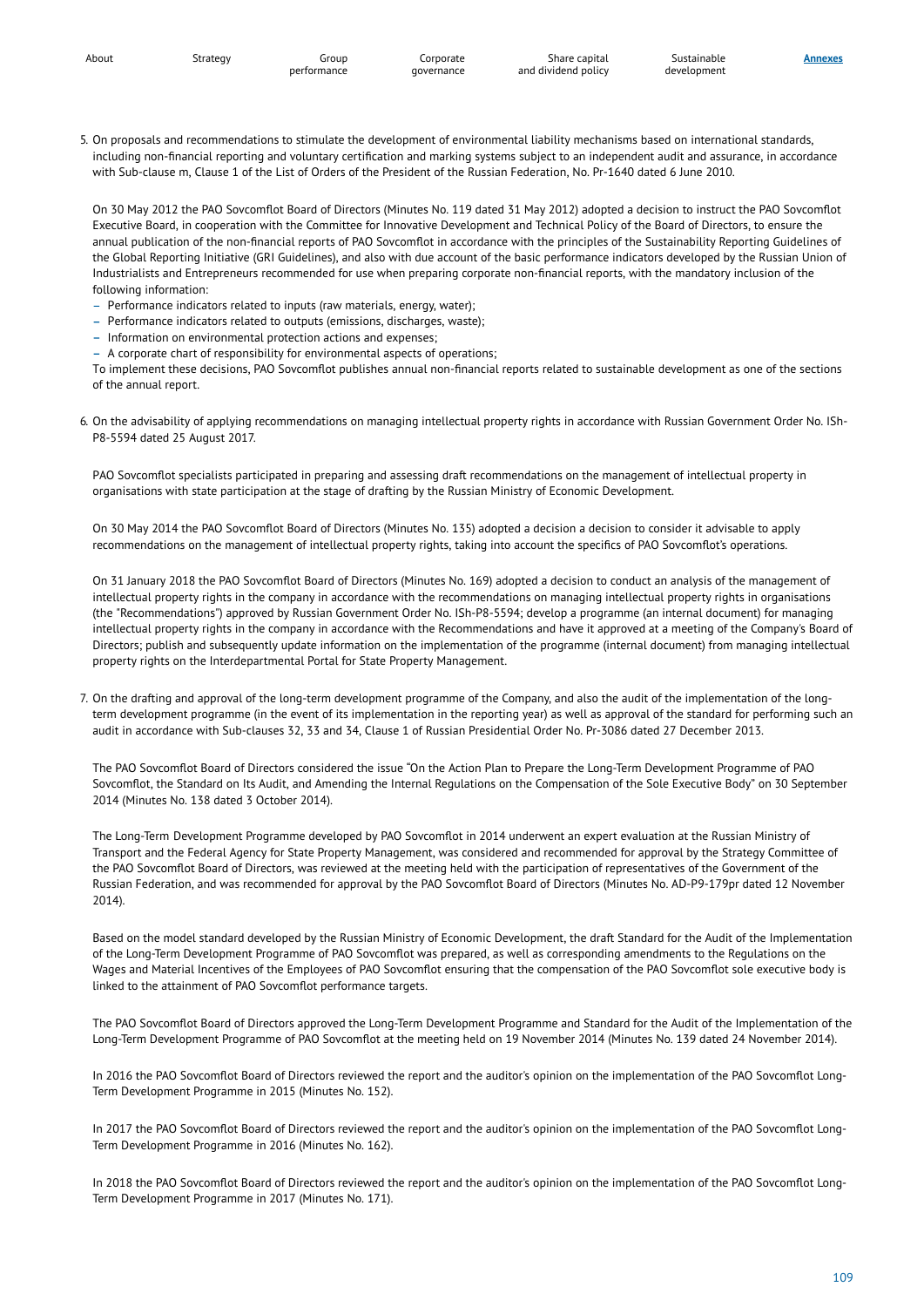5. On proposals and recommendations to stimulate the development of environmental liability mechanisms based on international standards, including non-financial reporting and voluntary certification and marking systems subject to an independent audit and assurance, in accordance with Sub-clause m, Clause 1 of the List of Orders of the President of the Russian Federation, No. Pr-1640 dated 6 June 2010.

   On 30 May 2012 the PAO Sovcomflot Board of Directors (Minutes No. 119 dated 31 May 2012) adopted a decision to instruct the PAO Sovcomflot Executive Board, in cooperation with the Committee for Innovative Development and Technical Policy of the Board of Directors, to ensure the annual publication of the non-financial reports of PAO Sovcomflot in accordance with the principles of the Sustainability Reporting Guidelines of the Global Reporting Initiative (GRI Guidelines), and also with due account of the basic performance indicators developed by the Russian Union of Industrialists and Entrepreneurs recommended for use when preparing corporate non-financial reports, with the mandatory inclusion of the following information:

   - Performance indicators related to inputs (raw materials, energy, water);
   - Performance indicators related to outputs (emissions, discharges, waste);
   - Information on environmental protection actions and expenses;
   - A corporate chart of responsibility for environmental aspects of operations;

   To implement these decisions, PAO Sovcomflot publishes annual non-financial reports related to sustainable development as one of the sections of the annual report.

6. On the advisability of applying recommendations on managing intellectual property rights in accordance with Russian Government Order No. ISh-P8-5594 dated 25 August 2017.

   PAO Sovcomflot specialists participated in preparing and assessing draft recommendations on the management of intellectual property in organisations with state participation at the stage of drafting by the Russian Ministry of Economic Development.

   On 30 May 2014 the PAO Sovcomflot Board of Directors (Minutes No. 135) adopted a decision a decision to consider it advisable to apply recommendations on the management of intellectual property rights, taking into account the specifics of PAO Sovcomflot's operations.

   On 31 January 2018 the PAO Sovcomflot Board of Directors (Minutes No. 169) adopted a decision to conduct an analysis of the management of intellectual property rights in the company in accordance with the recommendations on managing intellectual property rights in organisations (the "Recommendations") approved by Russian Government Order No. ISh-P8-5594; develop a programme (an internal document) for managing intellectual property rights in the company in accordance with the Recommendations and have it approved at a meeting of the Company's Board of Directors; publish and subsequently update information on the implementation of the programme (internal document) from managing intellectual property rights on the Interdepartmental Portal for State Property Management.

7. On the drafting and approval of the long-term development programme of the Company, and also the audit of the implementation of the long-term development programme (in the event of its implementation in the reporting year) as well as approval of the standard for performing such an audit in accordance with Sub-clauses 32, 33 and 34, Clause 1 of Russian Presidential Order No. Pr-3086 dated 27 December 2013.

   The PAO Sovcomflot Board of Directors considered the issue "On the Action Plan to Prepare the Long-Term Development Programme of PAO Sovcomflot, the Standard on Its Audit, and Amending the Internal Regulations on the Compensation of the Sole Executive Body" on 30 September 2014 (Minutes No. 138 dated 3 October 2014).

   The Long-Term Development Programme developed by PAO Sovcomflot in 2014 underwent an expert evaluation at the Russian Ministry of Transport and the Federal Agency for State Property Management, was considered and recommended for approval by the Strategy Committee of the PAO Sovcomflot Board of Directors, was reviewed at the meeting held with the participation of representatives of the Government of the Russian Federation, and was recommended for approval by the PAO Sovcomflot Board of Directors (Minutes No. AD-P9-179pr dated 12 November 2014).

   Based on the model standard developed by the Russian Ministry of Economic Development, the draft Standard for the Audit of the Implementation of the Long-Term Development Programme of PAO Sovcomflot was prepared, as well as corresponding amendments to the Regulations on the Wages and Material Incentives of the Employees of PAO Sovcomflot ensuring that the compensation of the PAO Sovcomflot sole executive body is linked to the attainment of PAO Sovcomflot performance targets.

   The PAO Sovcomflot Board of Directors approved the Long-Term Development Programme and Standard for the Audit of the Implementation of the Long-Term Development Programme of PAO Sovcomflot at the meeting held on 19 November 2014 (Minutes No. 139 dated 24 November 2014).

   In 2016 the PAO Sovcomflot Board of Directors reviewed the report and the auditor's opinion on the implementation of the PAO Sovcomflot Long-Term Development Programme in 2015 (Minutes No. 152).

   In 2017 the PAO Sovcomflot Board of Directors reviewed the report and the auditor's opinion on the implementation of the PAO Sovcomflot Long-Term Development Programme in 2016 (Minutes No. 162).

   In 2018 the PAO Sovcomflot Board of Directors reviewed the report and the auditor's opinion on the implementation of the PAO Sovcomflot Long-Term Development Programme in 2017 (Minutes No. 171).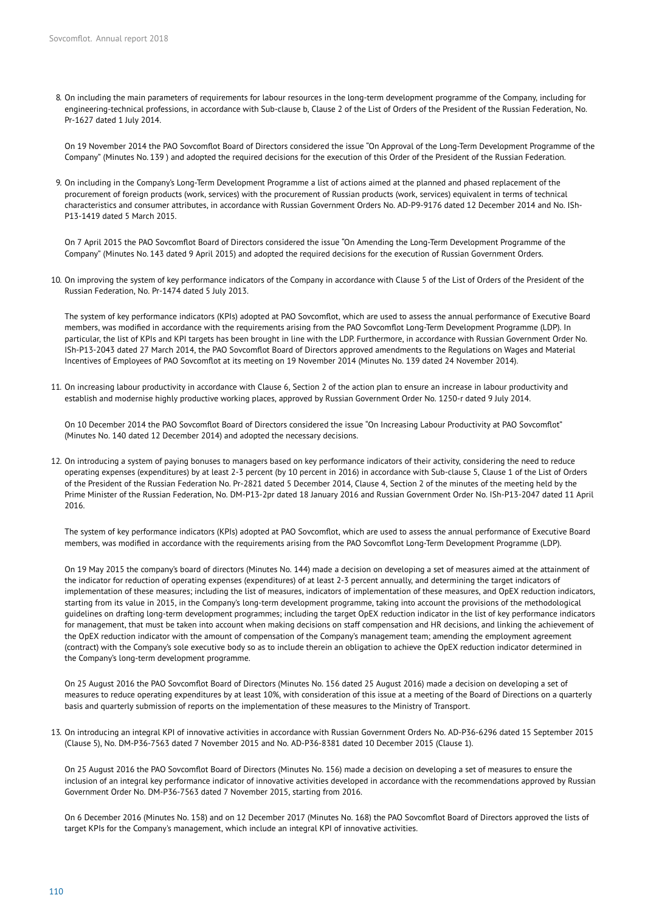8. On including the main parameters of requirements for labour resources in the long-term development programme of the Company, including for engineering-technical professions, in accordance with Sub-clause b, Clause 2 of the List of Orders of the President of the Russian Federation, No. Pr-1627 dated 1 July 2014.

   On 19 November 2014 the PAO Sovcomflot Board of Directors considered the issue "On Approval of the Long-Term Development Programme of the Company" (Minutes No. 139 ) and adopted the required decisions for the execution of this Order of the President of the Russian Federation.

9. On including in the Company's Long-Term Development Programme a list of actions aimed at the planned and phased replacement of the procurement of foreign products (work, services) with the procurement of Russian products (work, services) equivalent in terms of technical characteristics and consumer attributes, in accordance with Russian Government Orders No. AD-P9-9176 dated 12 December 2014 and No. ISh-P13-1419 dated 5 March 2015.

   On 7 April 2015 the PAO Sovcomflot Board of Directors considered the issue "On Amending the Long-Term Development Programme of the Company" (Minutes No. 143 dated 9 April 2015) and adopted the required decisions for the execution of Russian Government Orders.

10. On improving the system of key performance indicators of the Company in accordance with Clause 5 of the List of Orders of the President of the Russian Federation, No. Pr-1474 dated 5 July 2013.

    The system of key performance indicators (KPIs) adopted at PAO Sovcomflot, which are used to assess the annual performance of Executive Board members, was modified in accordance with the requirements arising from the PAO Sovcomflot Long-Term Development Programme (LDP). In particular, the list of KPIs and KPI targets has been brought in line with the LDP. Furthermore, in accordance with Russian Government Order No. ISh-P13-2043 dated 27 March 2014, the PAO Sovcomflot Board of Directors approved amendments to the Regulations on Wages and Material Incentives of Employees of PAO Sovcomflot at its meeting on 19 November 2014 (Minutes No. 139 dated 24 November 2014).

11. On increasing labour productivity in accordance with Clause 6, Section 2 of the action plan to ensure an increase in labour productivity and establish and modernise highly productive working places, approved by Russian Government Order No. 1250-r dated 9 July 2014.

    On 10 December 2014 the PAO Sovcomflot Board of Directors considered the issue "On Increasing Labour Productivity at PAO Sovcomflot" (Minutes No. 140 dated 12 December 2014) and adopted the necessary decisions.

12. On introducing a system of paying bonuses to managers based on key performance indicators of their activity, considering the need to reduce operating expenses (expenditures) by at least 2-3 percent (by 10 percent in 2016) in accordance with Sub-clause 5, Clause 1 of the List of Orders of the President of the Russian Federation No. Pr-2821 dated 5 December 2014, Clause 4, Section 2 of the minutes of the meeting held by the Prime Minister of the Russian Federation, No. DM-P13-2pr dated 18 January 2016 and Russian Government Order No. ISh-P13-2047 dated 11 April 2016.

    The system of key performance indicators (KPIs) adopted at PAO Sovcomflot, which are used to assess the annual performance of Executive Board members, was modified in accordance with the requirements arising from the PAO Sovcomflot Long-Term Development Programme (LDP).

    On 19 May 2015 the company's board of directors (Minutes No. 144) made a decision on developing a set of measures aimed at the attainment of the indicator for reduction of operating expenses (expenditures) of at least 2-3 percent annually, and determining the target indicators of implementation of these measures; including the list of measures, indicators of implementation of these measures, and OpEX reduction indicators, starting from its value in 2015, in the Company's long-term development programme, taking into account the provisions of the methodological guidelines on drafting long-term development programmes; including the target OpEX reduction indicator in the list of key performance indicators for management, that must be taken into account when making decisions on staff compensation and HR decisions, and linking the achievement of the OpEX reduction indicator with the amount of compensation of the Company's management team; amending the employment agreement (contract) with the Company's sole executive body so as to include therein an obligation to achieve the OpEX reduction indicator determined in the Company's long-term development programme.

    On 25 August 2016 the PAO Sovcomflot Board of Directors (Minutes No. 156 dated 25 August 2016) made a decision on developing a set of measures to reduce operating expenditures by at least 10%, with consideration of this issue at a meeting of the Board of Directions on a quarterly basis and quarterly submission of reports on the implementation of these measures to the Ministry of Transport.

13. On introducing an integral KPI of innovative activities in accordance with Russian Government Orders No. AD-P36-6296 dated 15 September 2015 (Clause 5), No. DM-P36-7563 dated 7 November 2015 and No. AD-P36-8381 dated 10 December 2015 (Clause 1).

    On 25 August 2016 the PAO Sovcomflot Board of Directors (Minutes No. 156) made a decision on developing a set of measures to ensure the inclusion of an integral key performance indicator of innovative activities developed in accordance with the recommendations approved by Russian Government Order No. DM-P36-7563 dated 7 November 2015, starting from 2016.

    On 6 December 2016 (Minutes No. 158) and on 12 December 2017 (Minutes No. 168) the PAO Sovcomflot Board of Directors approved the lists of target KPIs for the Company's management, which include an integral KPI of innovative activities.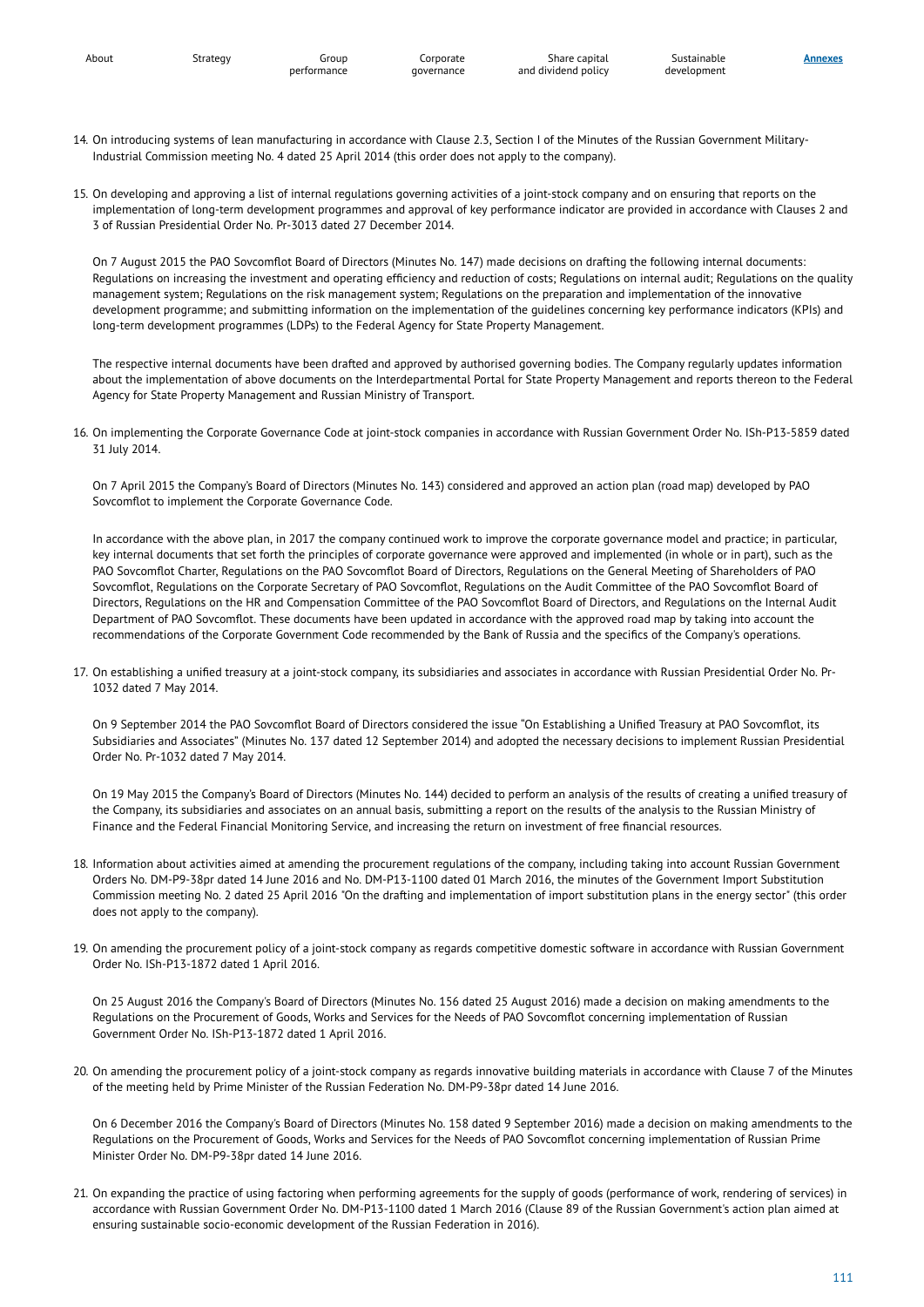14. On introducing systems of lean manufacturing in accordance with Clause 2.3, Section I of the Minutes of the Russian Government Military-Industrial Commission meeting No. 4 dated 25 April 2014 (this order does not apply to the company).

15. On developing and approving a list of internal regulations governing activities of a joint-stock company and on ensuring that reports on the implementation of long-term development programmes and approval of key performance indicator are provided in accordance with Clauses 2 and 3 of Russian Presidential Order No. Pr-3013 dated 27 December 2014.

    On 7 August 2015 the PAO Sovcomflot Board of Directors (Minutes No. 147) made decisions on drafting the following internal documents: Regulations on increasing the investment and operating efficiency and reduction of costs; Regulations on internal audit; Regulations on the quality management system; Regulations on the risk management system; Regulations on the preparation and implementation of the innovative development programme; and submitting information on the implementation of the guidelines concerning key performance indicators (KPIs) and long-term development programmes (LDPs) to the Federal Agency for State Property Management.

    The respective internal documents have been drafted and approved by authorised governing bodies. The Company regularly updates information about the implementation of above documents on the Interdepartmental Portal for State Property Management and reports thereon to the Federal Agency for State Property Management and Russian Ministry of Transport.

16. On implementing the Corporate Governance Code at joint-stock companies in accordance with Russian Government Order No. ISh-P13-5859 dated 31 July 2014.

    On 7 April 2015 the Company's Board of Directors (Minutes No. 143) considered and approved an action plan (road map) developed by PAO Sovcomflot to implement the Corporate Governance Code.

    In accordance with the above plan, in 2017 the company continued work to improve the corporate governance model and practice; in particular, key internal documents that set forth the principles of corporate governance were approved and implemented (in whole or in part), such as the PAO Sovcomflot Charter, Regulations on the PAO Sovcomflot Board of Directors, Regulations on the General Meeting of Shareholders of PAO Sovcomflot, Regulations on the Corporate Secretary of PAO Sovcomflot, Regulations on the Audit Committee of the PAO Sovcomflot Board of Directors, Regulations on the HR and Compensation Committee of the PAO Sovcomflot Board of Directors, and Regulations on the Internal Audit Department of PAO Sovcomflot. These documents have been updated in accordance with the approved road map by taking into account the recommendations of the Corporate Government Code recommended by the Bank of Russia and the specifics of the Company's operations.

17. On establishing a unified treasury at a joint-stock company, its subsidiaries and associates in accordance with Russian Presidential Order No. Pr-1032 dated 7 May 2014.

    On 9 September 2014 the PAO Sovcomflot Board of Directors considered the issue "On Establishing a Unified Treasury at PAO Sovcomflot, its Subsidiaries and Associates" (Minutes No. 137 dated 12 September 2014) and adopted the necessary decisions to implement Russian Presidential Order No. Pr-1032 dated 7 May 2014.

    On 19 May 2015 the Company's Board of Directors (Minutes No. 144) decided to perform an analysis of the results of creating a unified treasury of the Company, its subsidiaries and associates on an annual basis, submitting a report on the results of the analysis to the Russian Ministry of Finance and the Federal Financial Monitoring Service, and increasing the return on investment of free financial resources.

18. Information about activities aimed at amending the procurement regulations of the company, including taking into account Russian Government Orders No. DM-P9-38pr dated 14 June 2016 and No. DM-P13-1100 dated 01 March 2016, the minutes of the Government Import Substitution Commission meeting No. 2 dated 25 April 2016 "On the drafting and implementation of import substitution plans in the energy sector" (this order does not apply to the company).

19. On amending the procurement policy of a joint-stock company as regards competitive domestic software in accordance with Russian Government Order No. ISh-P13-1872 dated 1 April 2016.

    On 25 August 2016 the Company's Board of Directors (Minutes No. 156 dated 25 August 2016) made a decision on making amendments to the Regulations on the Procurement of Goods, Works and Services for the Needs of PAO Sovcomflot concerning implementation of Russian Government Order No. ISh-P13-1872 dated 1 April 2016.

20. On amending the procurement policy of a joint-stock company as regards innovative building materials in accordance with Clause 7 of the Minutes of the meeting held by Prime Minister of the Russian Federation No. DM-P9-38pr dated 14 June 2016.

    On 6 December 2016 the Company's Board of Directors (Minutes No. 158 dated 9 September 2016) made a decision on making amendments to the Regulations on the Procurement of Goods, Works and Services for the Needs of PAO Sovcomflot concerning implementation of Russian Prime Minister Order No. DM-P9-38pr dated 14 June 2016.

21. On expanding the practice of using factoring when performing agreements for the supply of goods (performance of work, rendering of services) in accordance with Russian Government Order No. DM-P13-1100 dated 1 March 2016 (Clause 89 of the Russian Government's action plan aimed at ensuring sustainable socio-economic development of the Russian Federation in 2016).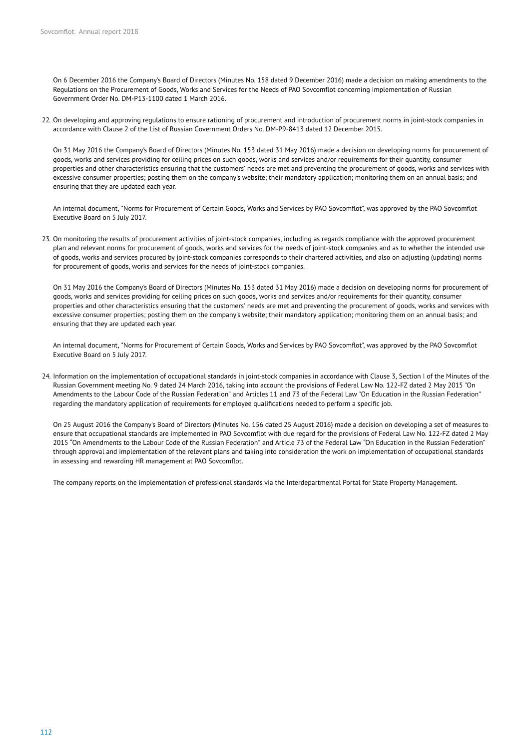On 6 December 2016 the Company's Board of Directors (Minutes No. 158 dated 9 December 2016) made a decision on making amendments to the Regulations on the Procurement of Goods, Works and Services for the Needs of PAO Sovcomflot concerning implementation of Russian Government Order No. DM-P13-1100 dated 1 March 2016.

22. On developing and approving regulations to ensure rationing of procurement and introduction of procurement norms in joint-stock companies in accordance with Clause 2 of the List of Russian Government Orders No. DM-P9-8413 dated 12 December 2015.

    On 31 May 2016 the Company's Board of Directors (Minutes No. 153 dated 31 May 2016) made a decision on developing norms for procurement of goods, works and services providing for ceiling prices on such goods, works and services and/or requirements for their quantity, consumer properties and other characteristics ensuring that the customers' needs are met and preventing the procurement of goods, works and services with excessive consumer properties; posting them on the company's website; their mandatory application; monitoring them on an annual basis; and ensuring that they are updated each year.

    An internal document, "Norms for Procurement of Certain Goods, Works and Services by PAO Sovcomflot", was approved by the PAO Sovcomflot Executive Board on 5 July 2017.

23. On monitoring the results of procurement activities of joint-stock companies, including as regards compliance with the approved procurement plan and relevant norms for procurement of goods, works and services for the needs of joint-stock companies and as to whether the intended use of goods, works and services procured by joint-stock companies corresponds to their chartered activities, and also on adjusting (updating) norms for procurement of goods, works and services for the needs of joint-stock companies.

    On 31 May 2016 the Company's Board of Directors (Minutes No. 153 dated 31 May 2016) made a decision on developing norms for procurement of goods, works and services providing for ceiling prices on such goods, works and services and/or requirements for their quantity, consumer properties and other characteristics ensuring that the customers' needs are met and preventing the procurement of goods, works and services with excessive consumer properties; posting them on the company's website; their mandatory application; monitoring them on an annual basis; and ensuring that they are updated each year.

    An internal document, "Norms for Procurement of Certain Goods, Works and Services by PAO Sovcomflot", was approved by the PAO Sovcomflot Executive Board on 5 July 2017.

24. Information on the implementation of occupational standards in joint-stock companies in accordance with Clause 3, Section I of the Minutes of the Russian Government meeting No. 9 dated 24 March 2016, taking into account the provisions of Federal Law No. 122-FZ dated 2 May 2015 "On Amendments to the Labour Code of the Russian Federation" and Articles 11 and 73 of the Federal Law "On Education in the Russian Federation" regarding the mandatory application of requirements for employee qualifications needed to perform a specific job.

    On 25 August 2016 the Company's Board of Directors (Minutes No. 156 dated 25 August 2016) made a decision on developing a set of measures to ensure that occupational standards are implemented in PAO Sovcomflot with due regard for the provisions of Federal Law No. 122-FZ dated 2 May 2015 "On Amendments to the Labour Code of the Russian Federation" and Article 73 of the Federal Law "On Education in the Russian Federation" through approval and implementation of the relevant plans and taking into consideration the work on implementation of occupational standards in assessing and rewarding HR management at PAO Sovcomflot.

    The company reports on the implementation of professional standards via the Interdepartmental Portal for State Property Management.